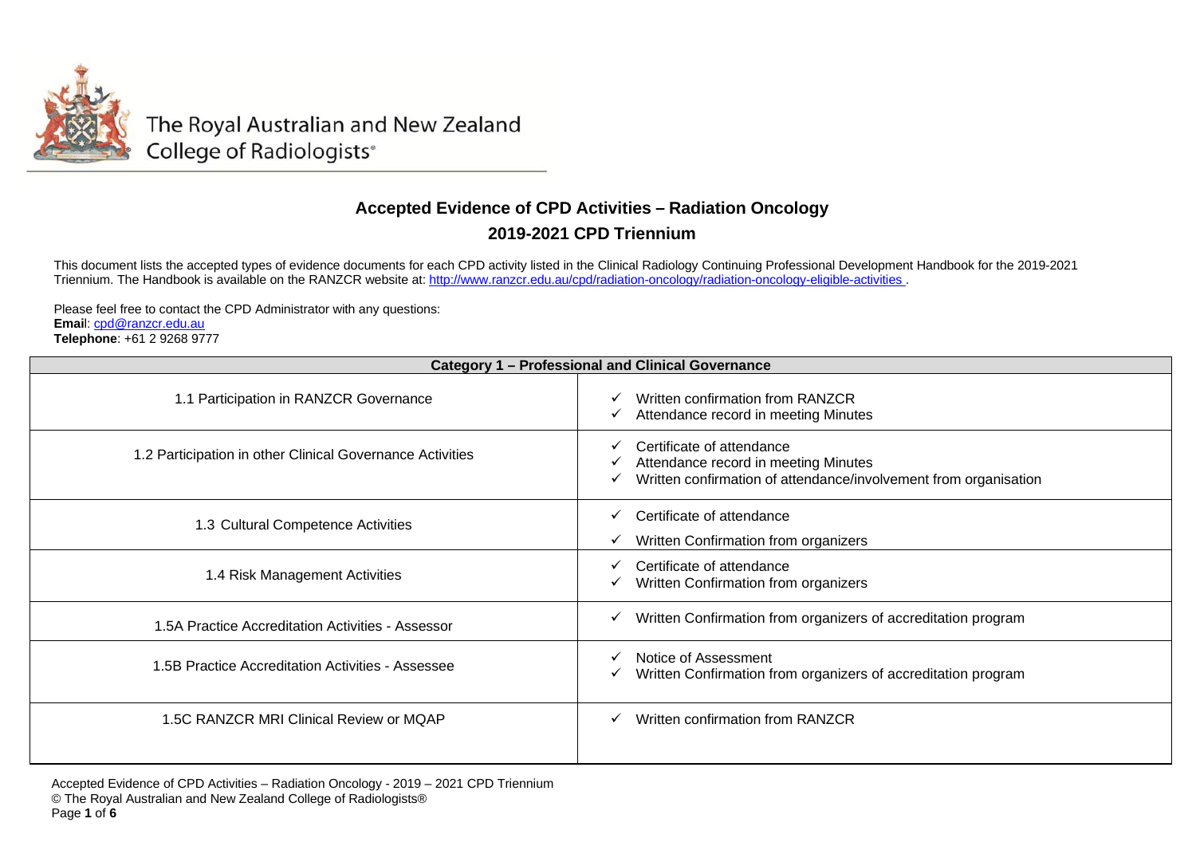The Royal Australian and New Zealand College of Radiologists®

# Accepted Evidence of CPD Activities – Radiation Oncology

## 2019-2021 CPD Triennium

This document lists the accepted types of evidence documents for each CPD activity listed in the Clinical Radiology Continuing Professional Development Handbook for the 2019-2021 Triennium. The Handbook is available on the RANZCR website at: http://www.ranzcr.edu.au/cpd/radiation-oncology/radiation-oncology-eligible-activities .

Please feel free to contact the CPD Administrator with any questions:
**Email**: cpd@ranzcr.edu.au
**Telephone**: +61 2 9268 9777

| Category 1 – Professional and Clinical Governance | |
|---|---|
| 1.1 Participation in RANZCR Governance | ✓ Written confirmation from RANZCR<br>✓ Attendance record in meeting Minutes |
| 1.2 Participation in other Clinical Governance Activities | ✓ Certificate of attendance<br>✓ Attendance record in meeting Minutes<br>✓ Written confirmation of attendance/involvement from organisation |
| 1.3 Cultural Competence Activities | ✓ Certificate of attendance<br>✓ Written Confirmation from organizers |
| 1.4 Risk Management Activities | ✓ Certificate of attendance<br>✓ Written Confirmation from organizers |
| 1.5A Practice Accreditation Activities - Assessor | ✓ Written Confirmation from organizers of accreditation program |
| 1.5B Practice Accreditation Activities - Assessee | ✓ Notice of Assessment<br>✓ Written Confirmation from organizers of accreditation program |
| 1.5C RANZCR MRI Clinical Review or MQAP | ✓ Written confirmation from RANZCR |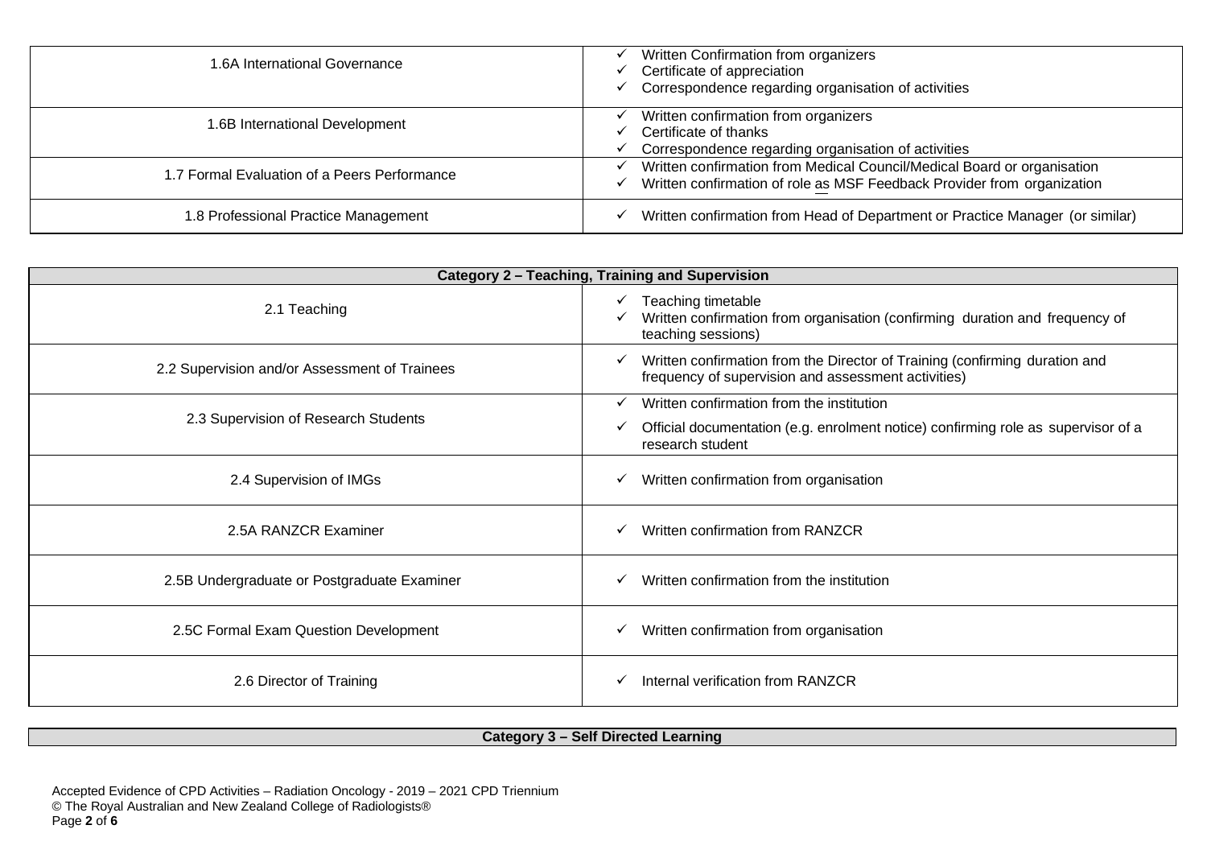| | |
|---|---|
| 1.6A International Governance | ✓ Written Confirmation from organizers<br>✓ Certificate of appreciation<br>✓ Correspondence regarding organisation of activities |
| 1.6B International Development | ✓ Written confirmation from organizers<br>✓ Certificate of thanks<br>✓ Correspondence regarding organisation of activities |
| 1.7 Formal Evaluation of a Peers Performance | ✓ Written confirmation from Medical Council/Medical Board or organisation<br>✓ Written confirmation of role as MSF Feedback Provider from organization |
| 1.8 Professional Practice Management | ✓ Written confirmation from Head of Department or Practice Manager (or similar) |

| **Category 2 – Teaching, Training and Supervision** | |
|---|---|
| 2.1 Teaching | ✓ Teaching timetable<br>✓ Written confirmation from organisation (confirming duration and frequency of teaching sessions) |
| 2.2 Supervision and/or Assessment of Trainees | ✓ Written confirmation from the Director of Training (confirming duration and frequency of supervision and assessment activities) |
| 2.3 Supervision of Research Students | ✓ Written confirmation from the institution<br>✓ Official documentation (e.g. enrolment notice) confirming role as supervisor of a research student |
| 2.4 Supervision of IMGs | ✓ Written confirmation from organisation |
| 2.5A RANZCR Examiner | ✓ Written confirmation from RANZCR |
| 2.5B Undergraduate or Postgraduate Examiner | ✓ Written confirmation from the institution |
| 2.5C Formal Exam Question Development | ✓ Written confirmation from organisation |
| 2.6 Director of Training | ✓ Internal verification from RANZCR |

| **Category 3 – Self Directed Learning** |
|---|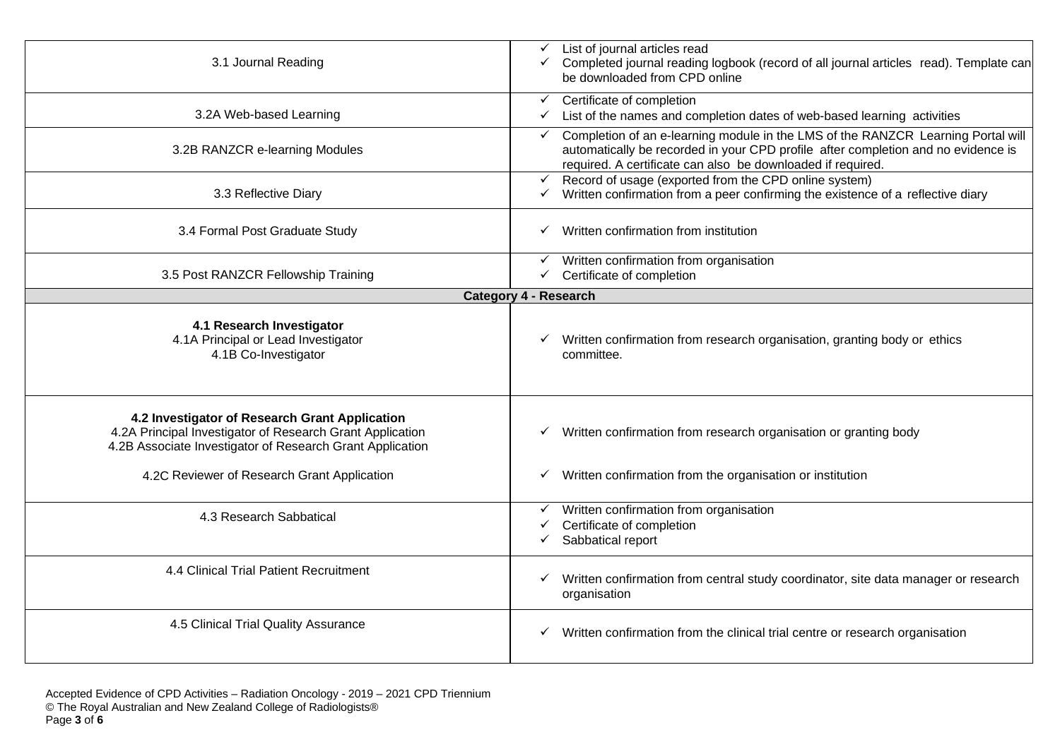| | |
|---|---|
| 3.1 Journal Reading | ✓ List of journal articles read<br>✓ Completed journal reading logbook (record of all journal articles read). Template can be downloaded from CPD online |
| 3.2A Web-based Learning | ✓ Certificate of completion<br>✓ List of the names and completion dates of web-based learning activities |
| 3.2B RANZCR e-learning Modules | ✓ Completion of an e-learning module in the LMS of the RANZCR Learning Portal will automatically be recorded in your CPD profile after completion and no evidence is required. A certificate can also be downloaded if required. |
| 3.3 Reflective Diary | ✓ Record of usage (exported from the CPD online system)<br>✓ Written confirmation from a peer confirming the existence of a reflective diary |
| 3.4 Formal Post Graduate Study | ✓ Written confirmation from institution |
| 3.5 Post RANZCR Fellowship Training | ✓ Written confirmation from organisation<br>✓ Certificate of completion |
| **Category 4 - Research** | |
| **4.1 Research Investigator**<br>4.1A Principal or Lead Investigator<br>4.1B Co-Investigator | ✓ Written confirmation from research organisation, granting body or ethics committee. |
| **4.2 Investigator of Research Grant Application**<br>4.2A Principal Investigator of Research Grant Application<br>4.2B Associate Investigator of Research Grant Application | ✓ Written confirmation from research organisation or granting body |
| 4.2C Reviewer of Research Grant Application | ✓ Written confirmation from the organisation or institution |
| 4.3 Research Sabbatical | ✓ Written confirmation from organisation<br>✓ Certificate of completion<br>✓ Sabbatical report |
| 4.4 Clinical Trial Patient Recruitment | ✓ Written confirmation from central study coordinator, site data manager or research organisation |
| 4.5 Clinical Trial Quality Assurance | ✓ Written confirmation from the clinical trial centre or research organisation |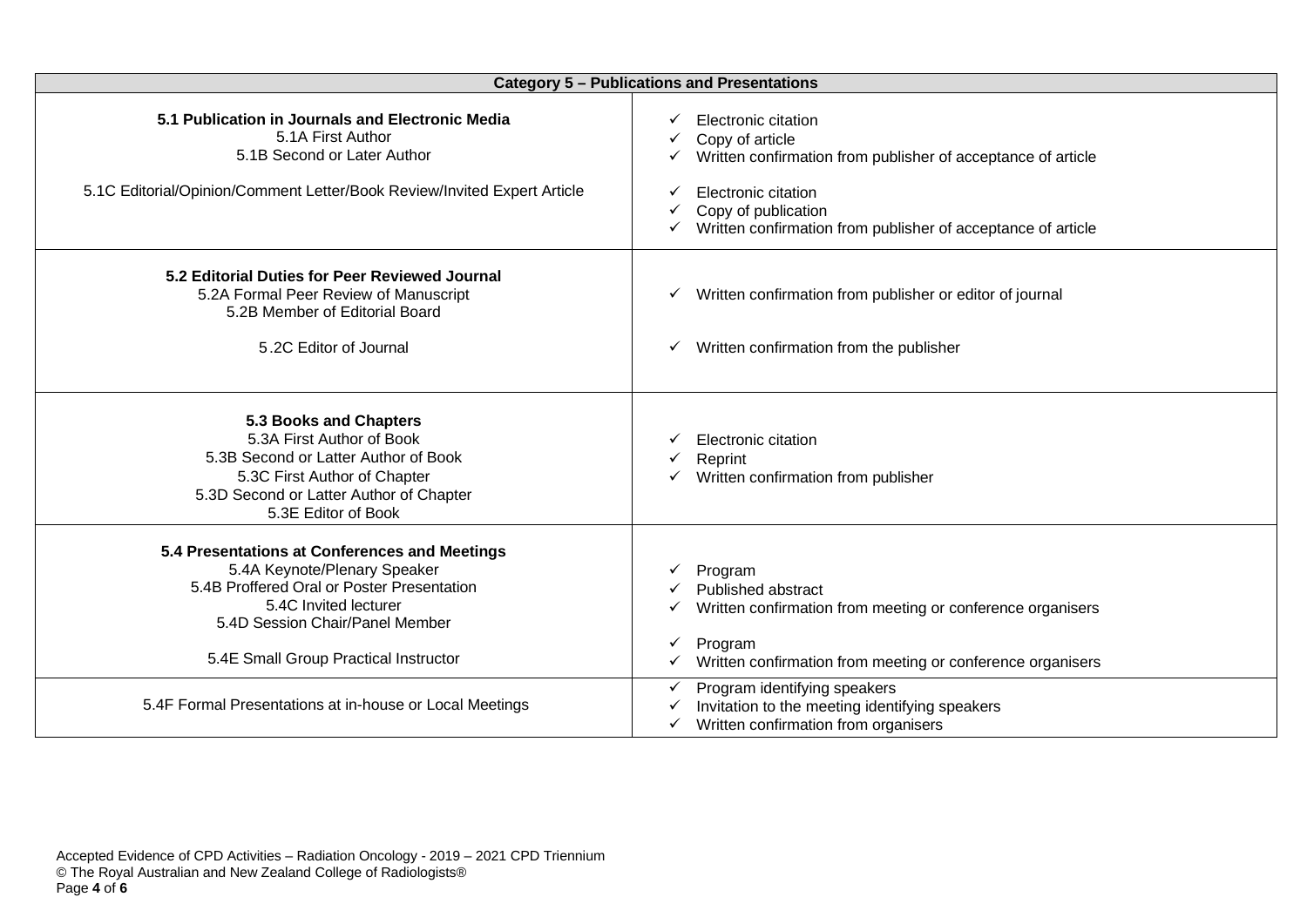| Category 5 – Publications and Presentations | |
|---|---|
| **5.1 Publication in Journals and Electronic Media**<br>5.1A First Author<br>5.1B Second or Later Author | ✓ Electronic citation<br>✓ Copy of article<br>✓ Written confirmation from publisher of acceptance of article |
| 5.1C Editorial/Opinion/Comment Letter/Book Review/Invited Expert Article | ✓ Electronic citation<br>✓ Copy of publication<br>✓ Written confirmation from publisher of acceptance of article |
| **5.2 Editorial Duties for Peer Reviewed Journal**<br>5.2A Formal Peer Review of Manuscript<br>5.2B Member of Editorial Board | ✓ Written confirmation from publisher or editor of journal |
| 5.2C Editor of Journal | ✓ Written confirmation from the publisher |
| **5.3 Books and Chapters**<br>5.3A First Author of Book<br>5.3B Second or Latter Author of Book<br>5.3C First Author of Chapter<br>5.3D Second or Latter Author of Chapter<br>5.3E Editor of Book | ✓ Electronic citation<br>✓ Reprint<br>✓ Written confirmation from publisher |
| **5.4 Presentations at Conferences and Meetings**<br>5.4A Keynote/Plenary Speaker<br>5.4B Proffered Oral or Poster Presentation<br>5.4C Invited lecturer<br>5.4D Session Chair/Panel Member | ✓ Program<br>✓ Published abstract<br>✓ Written confirmation from meeting or conference organisers |
| 5.4E Small Group Practical Instructor | ✓ Program<br>✓ Written confirmation from meeting or conference organisers |
| 5.4F Formal Presentations at in-house or Local Meetings | ✓ Program identifying speakers<br>✓ Invitation to the meeting identifying speakers<br>✓ Written confirmation from organisers |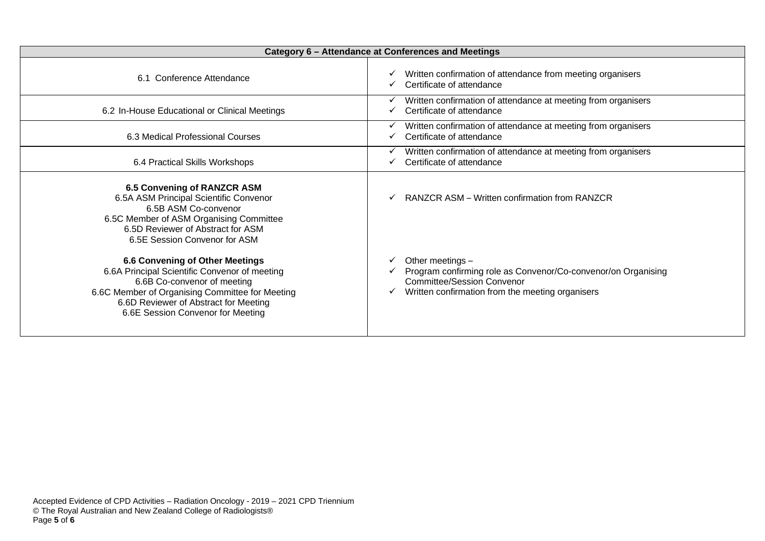| Category 6 – Attendance at Conferences and Meetings | |
|---|---|
| 6.1 Conference Attendance | ✓ Written confirmation of attendance from meeting organisers<br>✓ Certificate of attendance |
| 6.2 In-House Educational or Clinical Meetings | ✓ Written confirmation of attendance at meeting from organisers<br>✓ Certificate of attendance |
| 6.3 Medical Professional Courses | ✓ Written confirmation of attendance at meeting from organisers<br>✓ Certificate of attendance |
| 6.4 Practical Skills Workshops | ✓ Written confirmation of attendance at meeting from organisers<br>✓ Certificate of attendance |
| **6.5 Convening of RANZCR ASM**<br>6.5A ASM Principal Scientific Convenor<br>6.5B ASM Co-convenor<br>6.5C Member of ASM Organising Committee<br>6.5D Reviewer of Abstract for ASM<br>6.5E Session Convenor for ASM<br><br>**6.6 Convening of Other Meetings**<br>6.6A Principal Scientific Convenor of meeting<br>6.6B Co-convenor of meeting<br>6.6C Member of Organising Committee for Meeting<br>6.6D Reviewer of Abstract for Meeting<br>6.6E Session Convenor for Meeting | ✓ RANZCR ASM – Written confirmation from RANZCR<br><br>✓ Other meetings –<br>✓ Program confirming role as Convenor/Co-convenor/on Organising Committee/Session Convenor<br>✓ Written confirmation from the meeting organisers |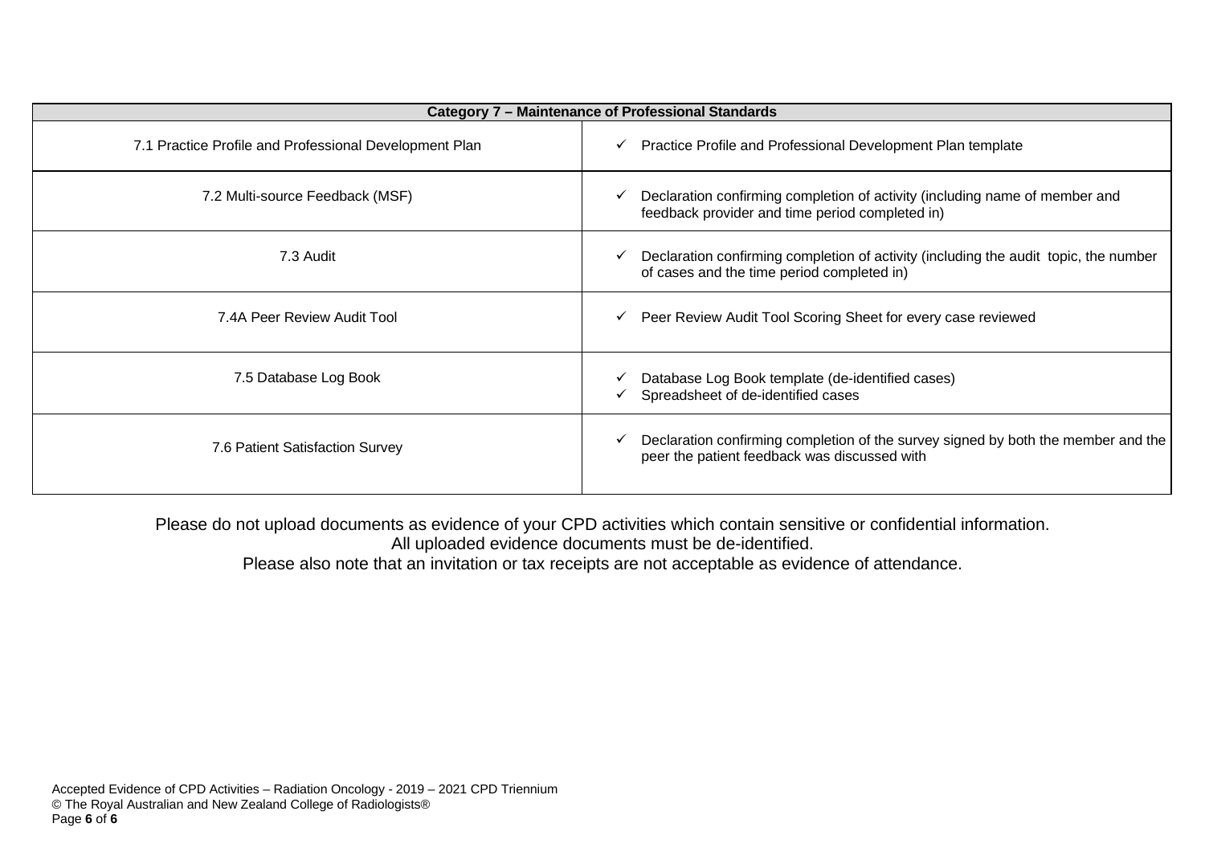| Category 7 – Maintenance of Professional Standards | |
|---|---|
| 7.1 Practice Profile and Professional Development Plan | ✓ Practice Profile and Professional Development Plan template |
| 7.2 Multi-source Feedback (MSF) | ✓ Declaration confirming completion of activity (including name of member and feedback provider and time period completed in) |
| 7.3 Audit | ✓ Declaration confirming completion of activity (including the audit topic, the number of cases and the time period completed in) |
| 7.4A Peer Review Audit Tool | ✓ Peer Review Audit Tool Scoring Sheet for every case reviewed |
| 7.5 Database Log Book | ✓ Database Log Book template (de-identified cases)<br>✓ Spreadsheet of de-identified cases |
| 7.6 Patient Satisfaction Survey | ✓ Declaration confirming completion of the survey signed by both the member and the peer the patient feedback was discussed with |

Please do not upload documents as evidence of your CPD activities which contain sensitive or confidential information.
All uploaded evidence documents must be de-identified.
Please also note that an invitation or tax receipts are not acceptable as evidence of attendance.